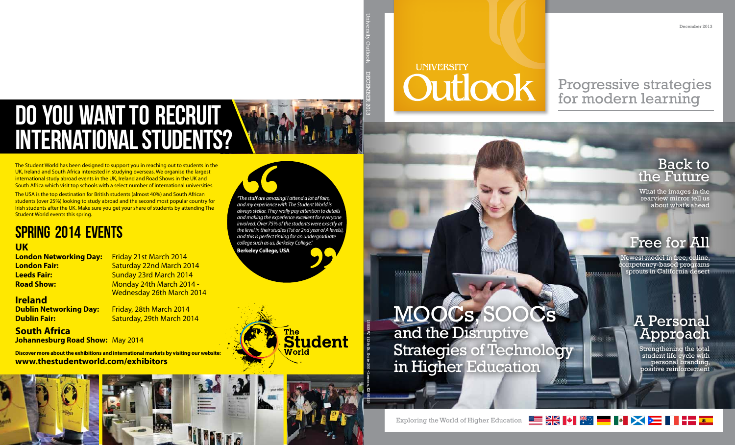# DO YOU WANT TO RECRUIT INTERNATIONAL STUDENTS?

The Student World has been designed to support you in reaching out to students in the UK, Ireland and South Africa interested in studying overseas. We organise the largest international study abroad events in the UK, Ireland and Road Shows in the UK and South Africa which visit top schools with a select number of international universities.

The USA is the top destination for British students (almost 40%) and South African students (over 25%) looking to study abroad and the second most popular country for Irish students after the UK. Make sure you get your share of students by attending The Student World events this spring.

> *"The staff are amazing! I attend a lot of fairs, and my experience with The Student World is always stellar. They really pay attention to details and making the experience excellent for everyone involved. Over 75% of the students were exactly at the level in their studies (1st or 2nd year of A levels), and this is perfect timing for an undergraduate college such as us, Berkeley College."*
>
> **Berkeley College, USA**

## SPRING 2014 EVENTS

### UK

**London Networking Day:** Friday 21st March 2014
**London Fair:** Saturday 22nd March 2014
**Leeds Fair:** Sunday 23rd March 2014
**Road Show:** Monday 24th March 2014 - Wednesday 26th March 2014

### Ireland

**Dublin Networking Day:** Friday, 28th March 2014
**Dublin Fair:** Saturday, 29th March 2014

### South Africa

**Johannesburg Road Show:** May 2014

**Discover more about the exhibitions and international markets by visiting our website:**
**www.thestudentworld.com/exhibitors**

The Student World

---

University Outlook DECEMBER 2013

15500 W. 113th St., Suite 200 • Lenexa, KS 66219

December 2013

# UNIVERSITY Outlook

Progressive strategies for modern learning

## Back to the Future

What the images in the rearview mirror tell us about what's ahead

## Free for All

Newest model in free, online, competency-based programs sprouts in California desert

## MOOCs, SOOCs and the Disruptive Strategies of Technology in Higher Education

## A Personal Approach

Strengthening the total student life cycle with personal branding, positive reinforcement

Exploring the World of Higher Education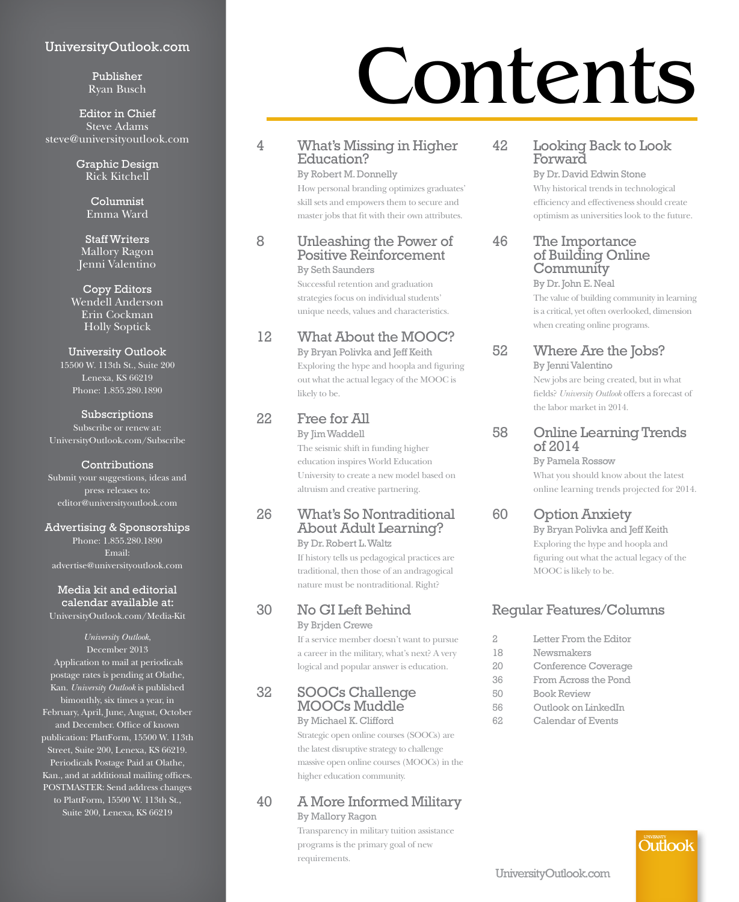# Contents

4 **What's Missing in Higher Education?**
By Robert M. Donnelly
How personal branding optimizes graduates' skill sets and empowers them to secure and master jobs that fit with their own attributes.

8 **Unleashing the Power of Positive Reinforcement**
By Seth Saunders
Successful retention and graduation strategies focus on individual students' unique needs, values and characteristics.

12 **What About the MOOC?**
By Bryan Polivka and Jeff Keith
Exploring the hype and hoopla and figuring out what the actual legacy of the MOOC is likely to be.

22 **Free for All**
By Jim Waddell
The seismic shift in funding higher education inspires World Education University to create a new model based on altruism and creative partnering.

26 **What's So Nontraditional About Adult Learning?**
By Dr. Robert L. Waltz
If history tells us pedagogical practices are traditional, then those of an andragogical nature must be nontraditional. Right?

30 **No GI Left Behind**
By Brjden Crewe
If a service member doesn't want to pursue a career in the military, what's next? A very logical and popular answer is education.

32 **SOOCs Challenge MOOCs Muddle**
By Michael K. Clifford
Strategic open online courses (SOOCs) are the latest disruptive strategy to challenge massive open online courses (MOOCs) in the higher education community.

40 **A More Informed Military**
By Mallory Ragon
Transparency in military tuition assistance programs is the primary goal of new requirements.

42 **Looking Back to Look Forward**
By Dr. David Edwin Stone
Why historical trends in technological efficiency and effectiveness should create optimism as universities look to the future.

46 **The Importance of Building Online Community**
By Dr. John E. Neal
The value of building community in learning is a critical, yet often overlooked, dimension when creating online programs.

52 **Where Are the Jobs?**
By Jenni Valentino
New jobs are being created, but in what fields? *University Outlook* offers a forecast of the labor market in 2014.

58 **Online Learning Trends of 2014**
By Pamela Rossow
What you should know about the latest online learning trends projected for 2014.

60 **Option Anxiety**
By Bryan Polivka and Jeff Keith
Exploring the hype and hoopla and figuring out what the actual legacy of the MOOC is likely to be.

## Regular Features/Columns

2 Letter From the Editor
18 Newsmakers
20 Conference Coverage
36 From Across the Pond
50 Book Review
56 Outlook on LinkedIn
62 Calendar of Events

UniversityOutlook.com

---

UniversityOutlook.com

**Publisher**
Ryan Busch

**Editor in Chief**
Steve Adams
steve@universityoutlook.com

**Graphic Design**
Rick Kitchell

**Columnist**
Emma Ward

**Staff Writers**
Mallory Ragon
Jenni Valentino

**Copy Editors**
Wendell Anderson
Erin Cockman
Holly Soptick

**University Outlook**
15500 W. 113th St., Suite 200
Lenexa, KS 66219
Phone: 1.855.280.1890

**Subscriptions**
Subscribe or renew at:
UniversityOutlook.com/Subscribe

**Contributions**
Submit your suggestions, ideas and press releases to:
editor@universityoutlook.com

**Advertising & Sponsorships**
Phone: 1.855.280.1890
Email:
advertise@universityoutlook.com

**Media kit and editorial calendar available at:**
UniversityOutlook.com/Media-Kit

*University Outlook,* December 2013
Application to mail at periodicals postage rates is pending at Olathe, Kan. *University Outlook* is published bimonthly, six times a year, in February, April, June, August, October and December. Office of known publication: PlattForm, 15500 W. 113th Street, Suite 200, Lenexa, KS 66219. Periodicals Postage Paid at Olathe, Kan., and at additional mailing offices. POSTMASTER: Send address changes to PlattForm, 15500 W. 113th St., Suite 200, Lenexa, KS 66219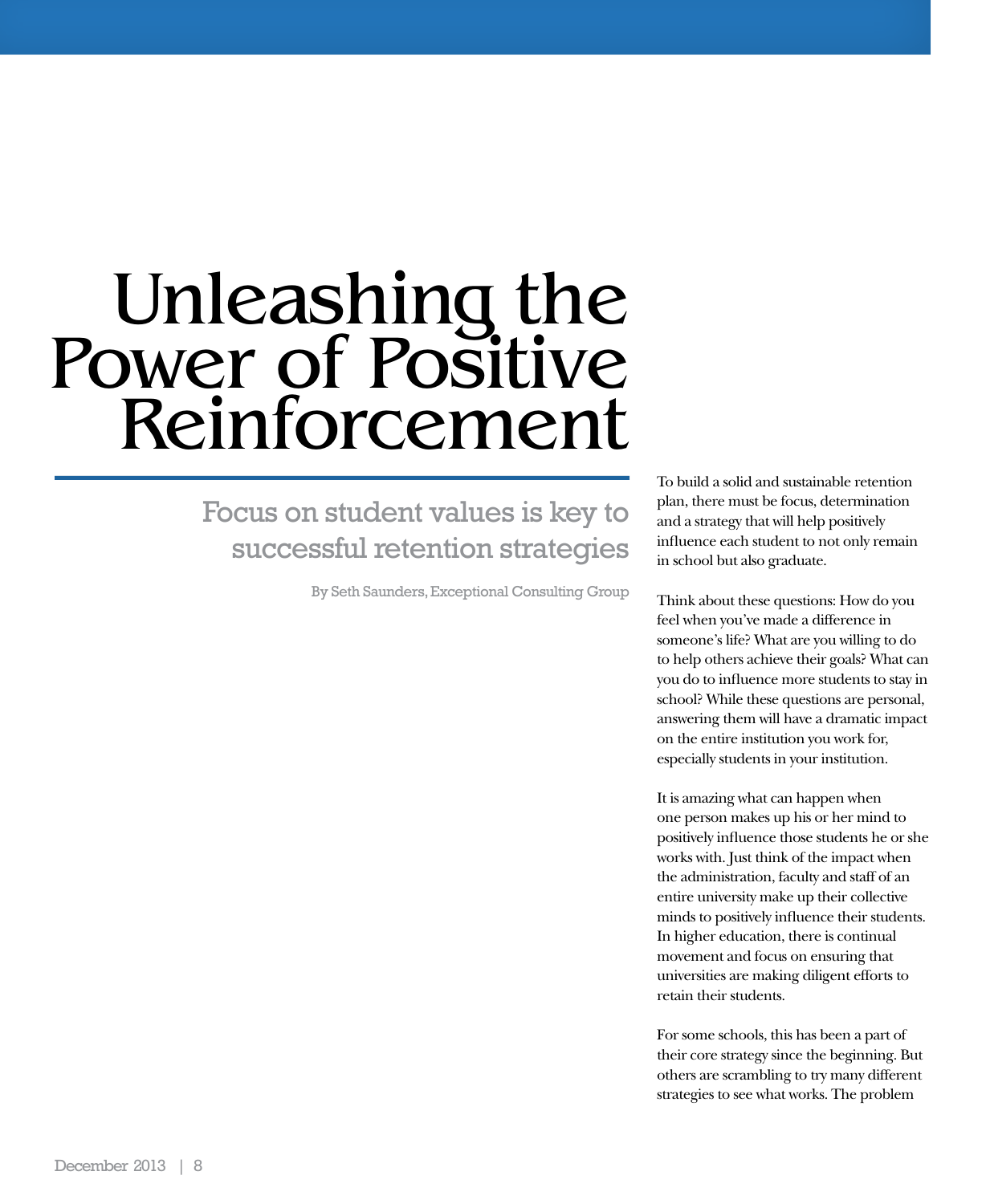# Unleashing the Power of Positive Reinforcement

## Focus on student values is key to successful retention strategies

By Seth Saunders, Exceptional Consulting Group

To build a solid and sustainable retention plan, there must be focus, determination and a strategy that will help positively influence each student to not only remain in school but also graduate.

Think about these questions: How do you feel when you've made a difference in someone's life? What are you willing to do to help others achieve their goals? What can you do to influence more students to stay in school? While these questions are personal, answering them will have a dramatic impact on the entire institution you work for, especially students in your institution.

It is amazing what can happen when one person makes up his or her mind to positively influence those students he or she works with. Just think of the impact when the administration, faculty and staff of an entire university make up their collective minds to positively influence their students. In higher education, there is continual movement and focus on ensuring that universities are making diligent efforts to retain their students.

For some schools, this has been a part of their core strategy since the beginning. But others are scrambling to try many different strategies to see what works. The problem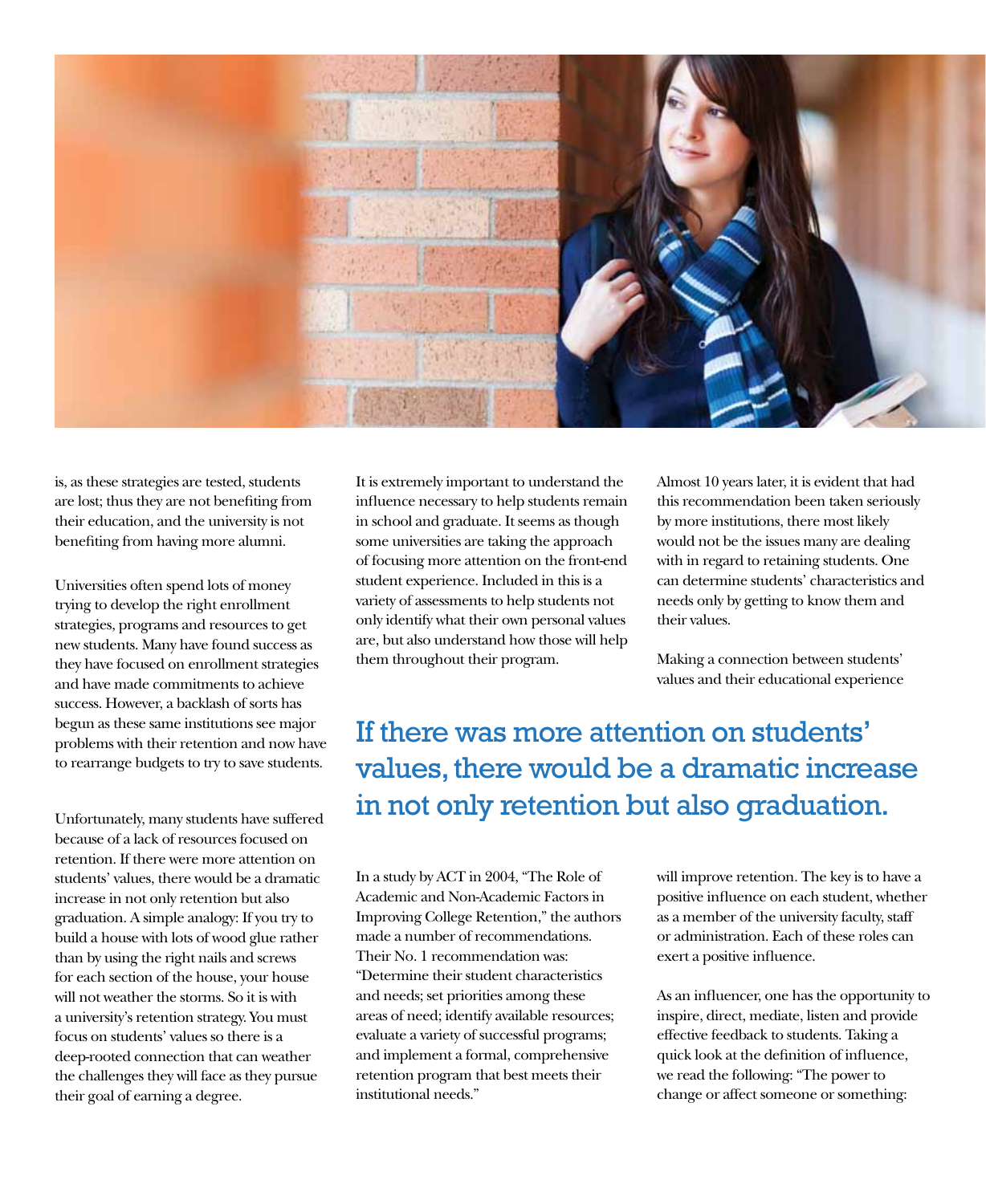is, as these strategies are tested, students are lost; thus they are not benefiting from their education, and the university is not benefiting from having more alumni.

Universities often spend lots of money trying to develop the right enrollment strategies, programs and resources to get new students. Many have found success as they have focused on enrollment strategies and have made commitments to achieve success. However, a backlash of sorts has begun as these same institutions see major problems with their retention and now have to rearrange budgets to try to save students.

Unfortunately, many students have suffered because of a lack of resources focused on retention. If there were more attention on students' values, there would be a dramatic increase in not only retention but also graduation. A simple analogy: If you try to build a house with lots of wood glue rather than by using the right nails and screws for each section of the house, your house will not weather the storms. So it is with a university's retention strategy. You must focus on students' values so there is a deep-rooted connection that can weather the challenges they will face as they pursue their goal of earning a degree.

It is extremely important to understand the influence necessary to help students remain in school and graduate. It seems as though some universities are taking the approach of focusing more attention on the front-end student experience. Included in this is a variety of assessments to help students not only identify what their own personal values are, but also understand how those will help them throughout their program.

> If there was more attention on students' values, there would be a dramatic increase in not only retention but also graduation.

In a study by ACT in 2004, "The Role of Academic and Non-Academic Factors in Improving College Retention," the authors made a number of recommendations. Their No. 1 recommendation was: "Determine their student characteristics and needs; set priorities among these areas of need; identify available resources; evaluate a variety of successful programs; and implement a formal, comprehensive retention program that best meets their institutional needs."

Almost 10 years later, it is evident that had this recommendation been taken seriously by more institutions, there most likely would not be the issues many are dealing with in regard to retaining students. One can determine students' characteristics and needs only by getting to know them and their values.

Making a connection between students' values and their educational experience will improve retention. The key is to have a positive influence on each student, whether as a member of the university faculty, staff or administration. Each of these roles can exert a positive influence.

As an influencer, one has the opportunity to inspire, direct, mediate, listen and provide effective feedback to students. Taking a quick look at the definition of influence, we read the following: "The power to change or affect someone or something: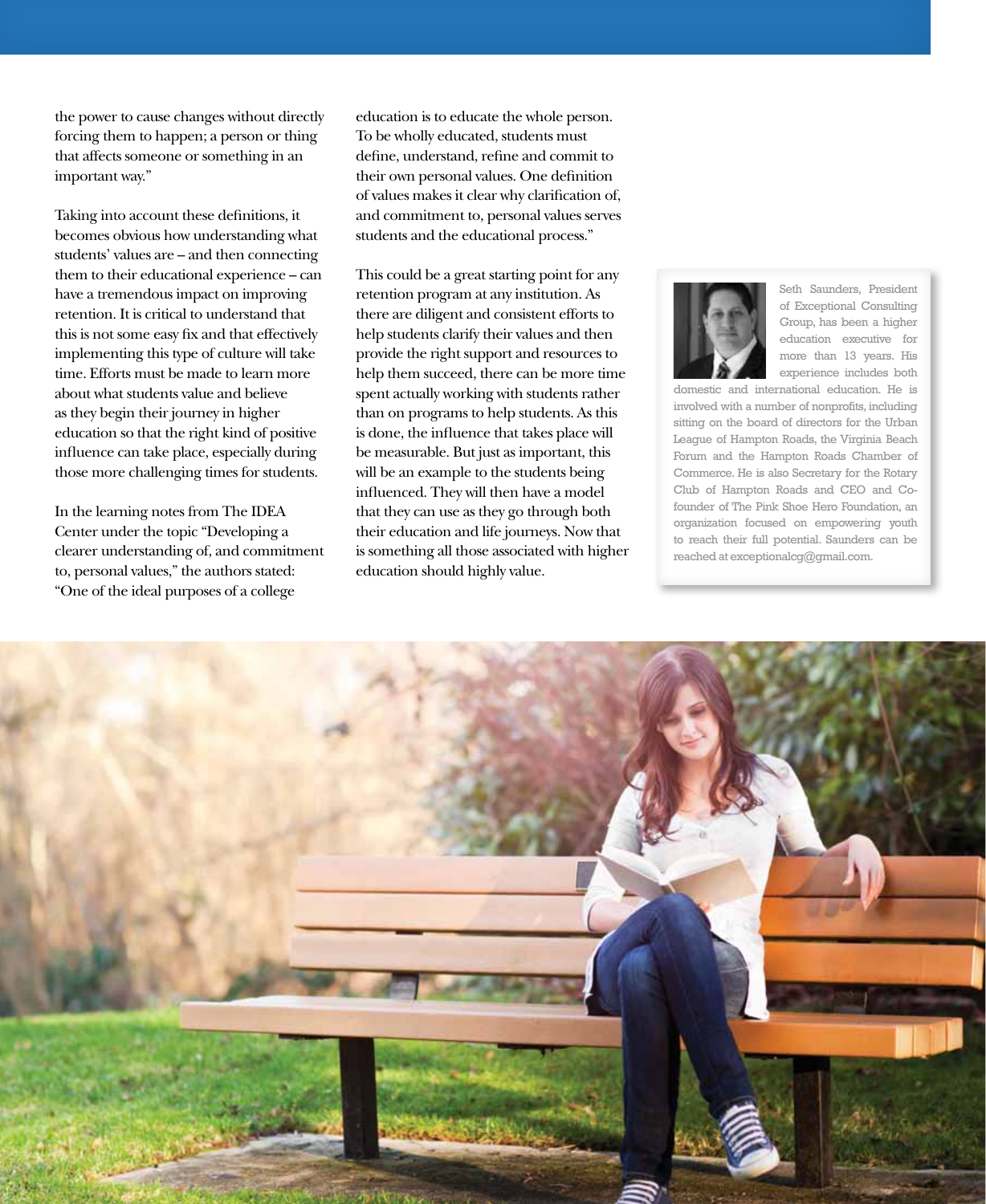the power to cause changes without directly forcing them to happen; a person or thing that affects someone or something in an important way."

Taking into account these definitions, it becomes obvious how understanding what students' values are – and then connecting them to their educational experience – can have a tremendous impact on improving retention. It is critical to understand that this is not some easy fix and that effectively implementing this type of culture will take time. Efforts must be made to learn more about what students value and believe as they begin their journey in higher education so that the right kind of positive influence can take place, especially during those more challenging times for students.

In the learning notes from The IDEA Center under the topic "Developing a clearer understanding of, and commitment to, personal values," the authors stated: "One of the ideal purposes of a college education is to educate the whole person. To be wholly educated, students must define, understand, refine and commit to their own personal values. One definition of values makes it clear why clarification of, and commitment to, personal values serves students and the educational process."

This could be a great starting point for any retention program at any institution. As there are diligent and consistent efforts to help students clarify their values and then provide the right support and resources to help them succeed, there can be more time spent actually working with students rather than on programs to help students. As this is done, the influence that takes place will be measurable. But just as important, this will be an example to the students being influenced. They will then have a model that they can use as they go through both their education and life journeys. Now that is something all those associated with higher education should highly value.

Seth Saunders, President of Exceptional Consulting Group, has been a higher education executive for more than 13 years. His experience includes both domestic and international education. He is involved with a number of nonprofits, including sitting on the board of directors for the Urban League of Hampton Roads, the Virginia Beach Forum and the Hampton Roads Chamber of Commerce. He is also Secretary for the Rotary Club of Hampton Roads and CEO and Co-founder of The Pink Shoe Hero Foundation, an organization focused on empowering youth to reach their full potential. Saunders can be reached at exceptionalcg@gmail.com.